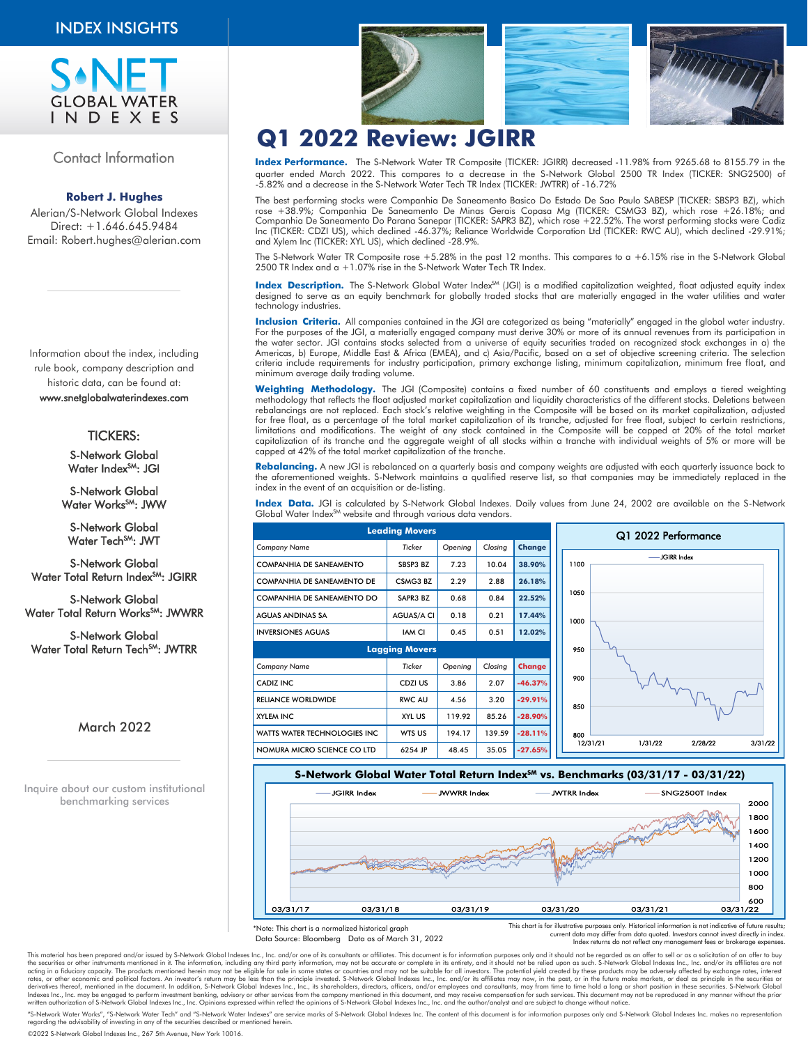INDEX INSIGHTS

S-NET GLOBAL WATER INDEXES

## Contact Information

**Robert J. Hughes**
Alerian/S-Network Global Indexes
Direct: +1.646.645.9484
Email: Robert.hughes@alerian.com

Information about the index, including rule book, company description and historic data, can be found at:
www.snetglobalwaterindexes.com

### TICKERS:

S-Network Global Water IndexSM: JGI

S-Network Global Water WorksSM: JWW

S-Network Global Water TechSM: JWT

S-Network Global Water Total Return IndexSM: JGIRR

S-Network Global Water Total Return WorksSM: JWWRR

S-Network Global Water Total Return TechSM: JWTRR

March 2022

Inquire about our custom institutional benchmarking services

# Q1 2022 Review: JGIRR

**Index Performance.** The S-Network Water TR Composite (TICKER: JGIRR) decreased -11.98% from 9265.68 to 8155.79 in the quarter ended March 2022. This compares to a decrease in the S-Network Global 2500 TR Index (TICKER: SNG2500) of -5.82% and a decrease in the S-Network Water Tech TR Index (TICKER: JWTRR) of -16.72%

The best performing stocks were Companhia De Saneamento Basico Do Estado De Sao Paulo SABESP (TICKER: SBSP3 BZ), which rose +38.9%; Companhia De Saneamento De Minas Gerais Copasa Mg (TICKER: CSMG3 BZ), which rose +26.18%; and Companhia De Saneamento Do Parana Sanepar (TICKER: SAPR3 BZ), which rose +22.52%. The worst performing stocks were Cadiz Inc (TICKER: CDZI US), which declined -46.37%; Reliance Worldwide Corporation Ltd (TICKER: RWC AU), which declined -29.91%; and Xylem Inc (TICKER: XYL US), which declined -28.9%.

The S-Network Water TR Composite rose +5.28% in the past 12 months. This compares to a +6.15% rise in the S-Network Global 2500 TR Index and a +1.07% rise in the S-Network Water Tech TR Index.

**Index Description.** The S-Network Global Water IndexSM (JGI) is a modified capitalization weighted, float adjusted equity index designed to serve as an equity benchmark for globally traded stocks that are materially engaged in the water utilities and water technology industries.

**Inclusion Criteria.** All companies contained in the JGI are categorized as being "materially" engaged in the global water industry. For the purposes of the JGI, a materially engaged company must derive 30% or more of its annual revenues from its participation in the water sector. JGI contains stocks selected from a universe of equity securities traded on recognized stock exchanges in a) the Americas, b) Europe, Middle East & Africa (EMEA), and c) Asia/Pacific, based on a set of objective screening criteria. The selection criteria include requirements for industry participation, primary exchange listing, minimum capitalization, minimum free float, and minimum average daily trading volume.

**Weighting Methodology.** The JGI (Composite) contains a fixed number of 60 constituents and employs a tiered weighting methodology that reflects the float adjusted market capitalization and liquidity characteristics of the different stocks. Deletions between rebalancings are not replaced. Each stock's relative weighting in the Composite will be based on its market capitalization, adjusted for free float, as a percentage of the total market capitalization of its tranche, adjusted for free float, subject to certain restrictions, limitations and modifications. The weight of any stock contained in the Composite will be capped at 20% of the total market capitalization of its tranche and the aggregate weight of all stocks within a tranche with individual weights of 5% or more will be capped at 42% of the total market capitalization of the tranche.

**Rebalancing.** A new JGI is rebalanced on a quarterly basis and company weights are adjusted with each quarterly issuance back to the aforementioned weights. S-Network maintains a qualified reserve list, so that companies may be immediately replaced in the index in the event of an acquisition or de-listing.

**Index Data.** JGI is calculated by S-Network Global Indexes. Daily values from June 24, 2002 are available on the S-Network Global Water IndexSM website and through various data vendors.

| Leading Movers | | | | |
|---|---|---|---|---|
| *Company Name* | *Ticker* | *Opening* | *Closing* | **Change** |
| COMPANHIA DE SANEAMENTO | SBSP3 BZ | 7.23 | 10.04 | **38.90%** |
| COMPANHIA DE SANEAMENTO DE | CSMG3 BZ | 2.29 | 2.88 | **26.18%** |
| COMPANHIA DE SANEAMENTO DO | SAPR3 BZ | 0.68 | 0.84 | **22.52%** |
| AGUAS ANDINAS SA | AGUAS/A CI | 0.18 | 0.21 | **17.44%** |
| INVERSIONES AGUAS | IAM CI | 0.45 | 0.51 | **12.02%** |
| **Lagging Movers** | | | | |
| *Company Name* | *Ticker* | *Opening* | *Closing* | **Change** |
| CADIZ INC | CDZI US | 3.86 | 2.07 | **-46.37%** |
| RELIANCE WORLDWIDE | RWC AU | 4.56 | 3.20 | **-29.91%** |
| XYLEM INC | XYL US | 119.92 | 85.26 | **-28.90%** |
| WATTS WATER TECHNOLOGIES INC | WTS US | 194.17 | 139.59 | **-28.11%** |
| NOMURA MICRO SCIENCE CO LTD | 6254 JP | 48.45 | 35.05 | **-27.65%** |

Q1 2022 Performance

JGIRR Index

1100
1050
1000
950
900
850
800

12/31/21 1/31/22 2/28/22 3/31/22

**S-Network Global Water Total Return IndexSM vs. Benchmarks (03/31/17 - 03/31/22)**

JGIRR Index JWWRR Index JWTRR Index SNG2500T Index

2000
1800
1600
1400
1200
1000
800
600

03/31/17 03/31/18 03/31/19 03/31/20 03/31/21 03/31/22

*Note: This chart is a normalized historical graph
Data Source: Bloomberg Data as of March 31, 2022

This chart is for illustrative purposes only. Historical information is not indicative of future results; current data may differ from data quoted. Investors cannot invest directly in index. Index returns do not reflect any management fees or brokerage expenses.

This material has been prepared and/or issued by S-Network Global Indexes Inc., Inc. and/or one of its consultants or affiliates. This document is for information purposes only and it should not be regarded as an offer to sell or as a solicitation of an offer to buy the securities or other instruments mentioned in it. The information, including any third party information, may not be accurate or complete in its entirety, and it should not be relied upon as such. S-Network Global Indexes Inc., Inc. and/or its affiliates are not acting in a fiduciary capacity. The products mentioned herein may not be eligible for sale in some states or countries and may not be suitable for all investors. The potential yield created by these products may be adversely affected by exchange rates, interest rates, or other economic and political factors. An investor's return may be less than the principle invested. S-Network Global Indexes Inc., Inc. and/or its affiliates may now, in the past, or in the future make markets, or deal as principle in the securities or derivatives thereof, mentioned in the document. In addition, S-Network Global Indexes Inc., Inc., its shareholders, directors, officers, and/or employees and consultants, may from time to time hold a long or short position in these securities. S-Network Global Indexes Inc., Inc. may be engaged to perform investment banking, advisory or other services from the company mentioned in this document, and may receive compensation for such services. This document may not be reproduced in any manner without the prior written authorization of S-Network Global Indexes Inc., Inc. Opinions expressed within reflect the opinions of S-Network Global Indexes Inc., Inc. and the author/analyst and are subject to change without notice.

"S-Network Water Works", "S-Network Water Tech" and "S-Network Water Indexes" are service marks of S-Network Global Indexes Inc. The content of this document is for information purposes only and S-Network Global Indexes Inc. makes no representation regarding the advisability of investing in any of the securities described or mentioned herein.

©2022 S-Network Global Indexes Inc., 267 5th Avenue, New York 10016.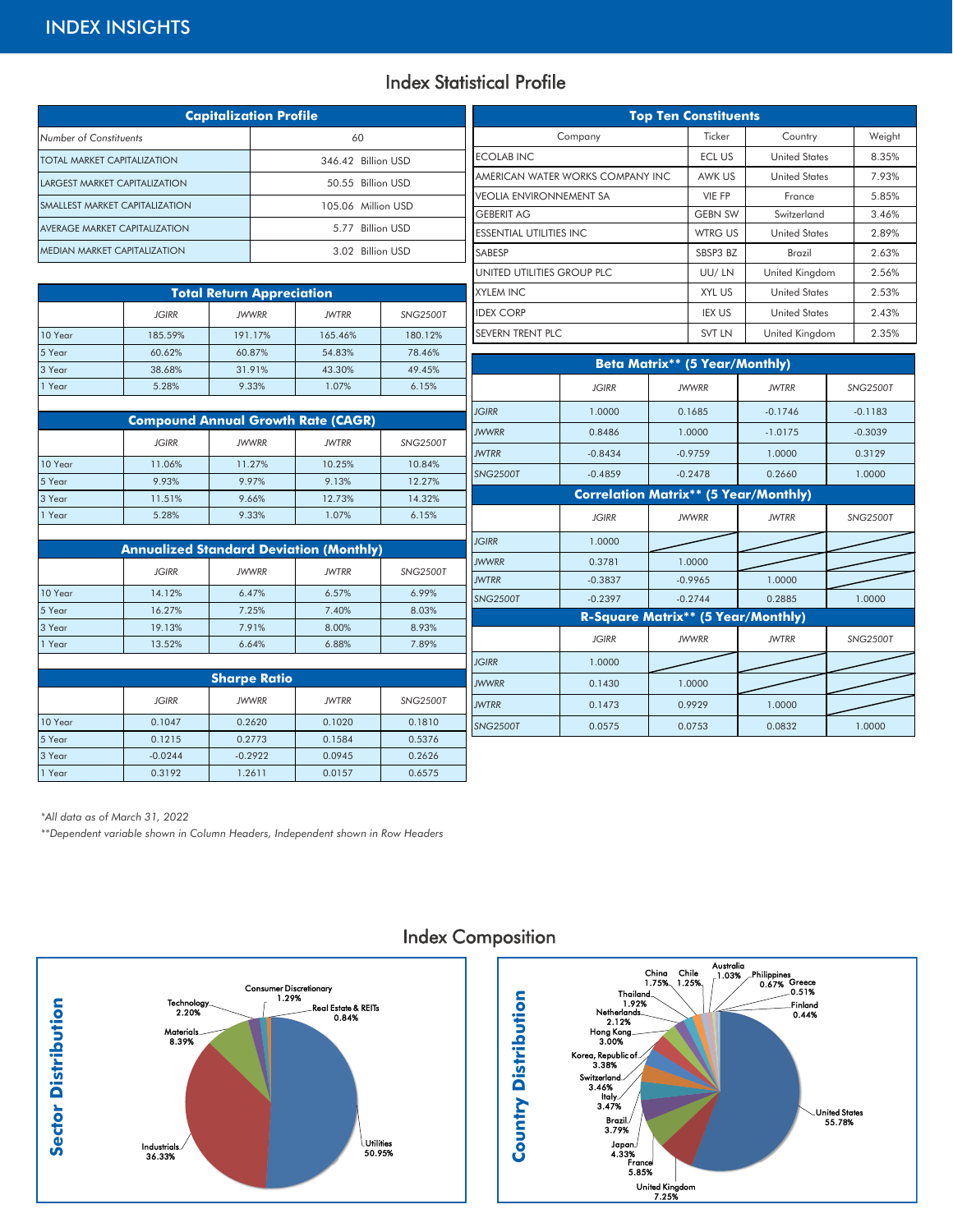# INDEX INSIGHTS

## Index Statistical Profile

| Capitalization Profile | |
|---|---|
| Number of Constituents | 60 |
| TOTAL MARKET CAPITALIZATION | 346.42 Billion USD |
| LARGEST MARKET CAPITALIZATION | 50.55 Billion USD |
| SMALLEST MARKET CAPITALIZATION | 105.06 Million USD |
| AVERAGE MARKET CAPITALIZATION | 5.77 Billion USD |
| MEDIAN MARKET CAPITALIZATION | 3.02 Billion USD |

| Top Ten Constituents | | | |
|---|---|---|---|
| Company | Ticker | Country | Weight |
| ECOLAB INC | ECL US | United States | 8.35% |
| AMERICAN WATER WORKS COMPANY INC | AWK US | United States | 7.93% |
| VEOLIA ENVIRONNEMENT SA | VIE FP | France | 5.85% |
| GEBERIT AG | GEBN SW | Switzerland | 3.46% |
| ESSENTIAL UTILITIES INC | WTRG US | United States | 2.89% |
| SABESP | SBSP3 BZ | Brazil | 2.63% |
| UNITED UTILITIES GROUP PLC | UU/ LN | United Kingdom | 2.56% |
| XYLEM INC | XYL US | United States | 2.53% |
| IDEX CORP | IEX US | United States | 2.43% |
| SEVERN TRENT PLC | SVT LN | United Kingdom | 2.35% |

### Total Return Appreciation

| | JGIRR | JWWRR | JWTRR | SNG2500T |
|---|---|---|---|---|
| 10 Year | 185.59% | 191.17% | 165.46% | 180.12% |
| 5 Year | 60.62% | 60.87% | 54.83% | 78.46% |
| 3 Year | 38.68% | 31.91% | 43.30% | 49.45% |
| 1 Year | 5.28% | 9.33% | 1.07% | 6.15% |

### Compound Annual Growth Rate (CAGR)

| | JGIRR | JWWRR | JWTRR | SNG2500T |
|---|---|---|---|---|
| 10 Year | 11.06% | 11.27% | 10.25% | 10.84% |
| 5 Year | 9.93% | 9.97% | 9.13% | 12.27% |
| 3 Year | 11.51% | 9.66% | 12.73% | 14.32% |
| 1 Year | 5.28% | 9.33% | 1.07% | 6.15% |

### Annualized Standard Deviation (Monthly)

| | JGIRR | JWWRR | JWTRR | SNG2500T |
|---|---|---|---|---|
| 10 Year | 14.12% | 6.47% | 6.57% | 6.99% |
| 5 Year | 16.27% | 7.25% | 7.40% | 8.03% |
| 3 Year | 19.13% | 7.91% | 8.00% | 8.93% |
| 1 Year | 13.52% | 6.64% | 6.88% | 7.89% |

### Sharpe Ratio

| | JGIRR | JWWRR | JWTRR | SNG2500T |
|---|---|---|---|---|
| 10 Year | 0.1047 | 0.2620 | 0.1020 | 0.1810 |
| 5 Year | 0.1215 | 0.2773 | 0.1584 | 0.5376 |
| 3 Year | -0.0244 | -0.2922 | 0.0945 | 0.2626 |
| 1 Year | 0.3192 | 1.2611 | 0.0157 | 0.6575 |

### Beta Matrix** (5 Year/Monthly)

| | JGIRR | JWWRR | JWTRR | SNG2500T |
|---|---|---|---|---|
| JGIRR | 1.0000 | 0.1685 | -0.1746 | -0.1183 |
| JWWRR | 0.8486 | 1.0000 | -1.0175 | -0.3039 |
| JWTRR | -0.8434 | -0.9759 | 1.0000 | 0.3129 |
| SNG2500T | -0.4859 | -0.2478 | 0.2660 | 1.0000 |

### Correlation Matrix** (5 Year/Monthly)

| | JGIRR | JWWRR | JWTRR | SNG2500T |
|---|---|---|---|---|
| JGIRR | 1.0000 | | | |
| JWWRR | 0.3781 | 1.0000 | | |
| JWTRR | -0.3837 | -0.9965 | 1.0000 | |
| SNG2500T | -0.2397 | -0.2744 | 0.2885 | 1.0000 |

### R-Square Matrix** (5 Year/Monthly)

| | JGIRR | JWWRR | JWTRR | SNG2500T |
|---|---|---|---|---|
| JGIRR | 1.0000 | | | |
| JWWRR | 0.1430 | 1.0000 | | |
| JWTRR | 0.1473 | 0.9929 | 1.0000 | |
| SNG2500T | 0.0575 | 0.0753 | 0.0832 | 1.0000 |

*All data as of March 31, 2022

**Dependent variable shown in Column Headers, Independent shown in Row Headers

## Index Composition

**Sector Distribution**

Consumer Discretionary 1.29%
Technology 2.20%
Real Estate & REITs 0.84%
Materials 8.39%
Industrials 36.33%
Utilities 50.95%

**Country Distribution**

China 1.75%
Chile 1.25%
Australia 1.03%
Philippines 0.67%
Greece 0.51%
Thailand 1.92%
Finland 0.44%
Netherlands 2.12%
Hong Kong 3.00%
Korea, Republic of 3.38%
Switzerland 3.46%
Italy 3.47%
Brazil 3.79%
Japan 4.33%
France 5.85%
United Kingdom 7.25%
United States 55.78%